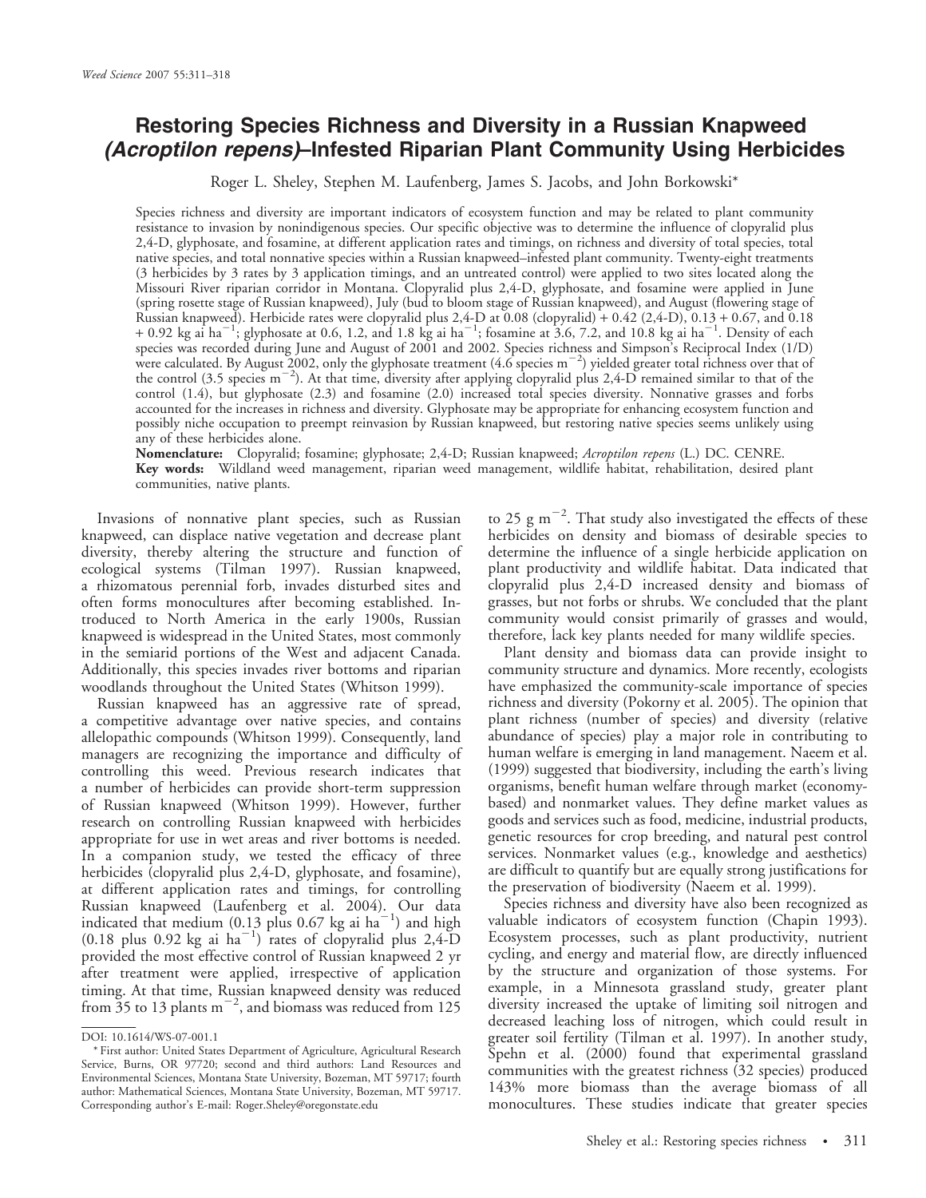# Restoring Species Richness and Diversity in a Russian Knapweed (*Acroptilon repens*)–Infested Riparian Plant Community Using Herbicides

Roger L. Sheley, Stephen M. Laufenberg, James S. Jacobs, and John Borkowski*

Species richness and diversity are important indicators of ecosystem function and may be related to plant community resistance to invasion by nonindigenous species. Our specific objective was to determine the influence of clopyralid plus 2,4-D, glyphosate, and fosamine, at different application rates and timings, on richness and diversity of total species, total native species, and total nonnative species within a Russian knapweed–infested plant community. Twenty-eight treatments (3 herbicides by 3 rates by 3 application timings, and an untreated control) were applied to two sites located along the Missouri River riparian corridor in Montana. Clopyralid plus 2,4-D, glyphosate, and fosamine were applied in June (spring rosette stage of Russian knapweed), July (bud to bloom stage of Russian knapweed), and August (flowering stage of Russian knapweed). Herbicide rates were clopyralid plus 2,4-D at 0.08 (clopyralid) + 0.42 (2,4-D), 0.13 + 0.67, and 0.18 + 0.92 kg ai $ha^{-1}$; glyphosate at 0.6, 1.2, and 1.8 kg ai $ha^{-1}$; fosamine at 3.6, 7.2, and 10.8 kg ai $ha^{-1}$. Density of each species was recorded during June and August of 2001 and 2002. Species richness and Simpson's Reciprocal Index (1/D) were calculated. By August 2002, only the glyphosate treatment (4.6 species $m^{-2}$) yielded greater total richness over that of the control (3.5 species $m^{-2}$). At that time, diversity after applying clopyralid plus 2,4-D remained similar to that of the control (1.4), but glyphosate (2.3) and fosamine (2.0) increased total species diversity. Nonnative grasses and forbs accounted for the increases in richness and diversity. Glyphosate may be appropriate for enhancing ecosystem function and possibly niche occupation to preempt reinvasion by Russian knapweed, but restoring native species seems unlikely using any of these herbicides alone.

**Nomenclature:** Clopyralid; fosamine; glyphosate; 2,4-D; Russian knapweed; *Acroptilon repens* (L.) DC. CENRE.

**Key words:** Wildland weed management, riparian weed management, wildlife habitat, rehabilitation, desired plant communities, native plants.

Invasions of nonnative plant species, such as Russian knapweed, can displace native vegetation and decrease plant diversity, thereby altering the structure and function of ecological systems (Tilman 1997). Russian knapweed, a rhizomatous perennial forb, invades disturbed sites and often forms monocultures after becoming established. Introduced to North America in the early 1900s, Russian knapweed is widespread in the United States, most commonly in the semiarid portions of the West and adjacent Canada. Additionally, this species invades river bottoms and riparian woodlands throughout the United States (Whitson 1999).

Russian knapweed has an aggressive rate of spread, a competitive advantage over native species, and contains allelopathic compounds (Whitson 1999). Consequently, land managers are recognizing the importance and difficulty of controlling this weed. Previous research indicates that a number of herbicides can provide short-term suppression of Russian knapweed (Whitson 1999). However, further research on controlling Russian knapweed with herbicides appropriate for use in wet areas and river bottoms is needed. In a companion study, we tested the efficacy of three herbicides (clopyralid plus 2,4-D, glyphosate, and fosamine), at different application rates and timings, for controlling Russian knapweed (Laufenberg et al. 2004). Our data indicated that medium (0.13 plus 0.67 kg ai $ha^{-1}$) and high (0.18 plus 0.92 kg ai $ha^{-1}$) rates of clopyralid plus 2,4-D provided the most effective control of Russian knapweed 2 yr after treatment were applied, irrespective of application timing. At that time, Russian knapweed density was reduced from 35 to 13 plants $m^{-2}$, and biomass was reduced from 125 to 25 g $m^{-2}$. That study also investigated the effects of these herbicides on density and biomass of desirable species to determine the influence of a single herbicide application on plant productivity and wildlife habitat. Data indicated that clopyralid plus 2,4-D increased density and biomass of grasses, but not forbs or shrubs. We concluded that the plant community would consist primarily of grasses and would, therefore, lack key plants needed for many wildlife species.

Plant density and biomass data can provide insight to community structure and dynamics. More recently, ecologists have emphasized the community-scale importance of species richness and diversity (Pokorny et al. 2005). The opinion that plant richness (number of species) and diversity (relative abundance of species) play a major role in contributing to human welfare is emerging in land management. Naeem et al. (1999) suggested that biodiversity, including the earth's living organisms, benefit human welfare through market (economy-based) and nonmarket values. They define market values as goods and services such as food, medicine, industrial products, genetic resources for crop breeding, and natural pest control services. Nonmarket values (e.g., knowledge and aesthetics) are difficult to quantify but are equally strong justifications for the preservation of biodiversity (Naeem et al. 1999).

Species richness and diversity have also been recognized as valuable indicators of ecosystem function (Chapin 1993). Ecosystem processes, such as plant productivity, nutrient cycling, and energy and material flow, are directly influenced by the structure and organization of those systems. For example, in a Minnesota grassland study, greater plant diversity increased the uptake of limiting soil nitrogen and decreased leaching loss of nitrogen, which could result in greater soil fertility (Tilman et al. 1997). In another study, Spehn et al. (2000) found that experimental grassland communities with the greatest richness (32 species) produced 143% more biomass than the average biomass of all monocultures. These studies indicate that greater species

DOI: 10.1614/WS-07-001.1

* First author: United States Department of Agriculture, Agricultural Research Service, Burns, OR 97720; second and third authors: Land Resources and Environmental Sciences, Montana State University, Bozeman, MT 59717; fourth author: Mathematical Sciences, Montana State University, Bozeman, MT 59717. Corresponding author's E-mail: Roger.Sheley@oregonstate.edu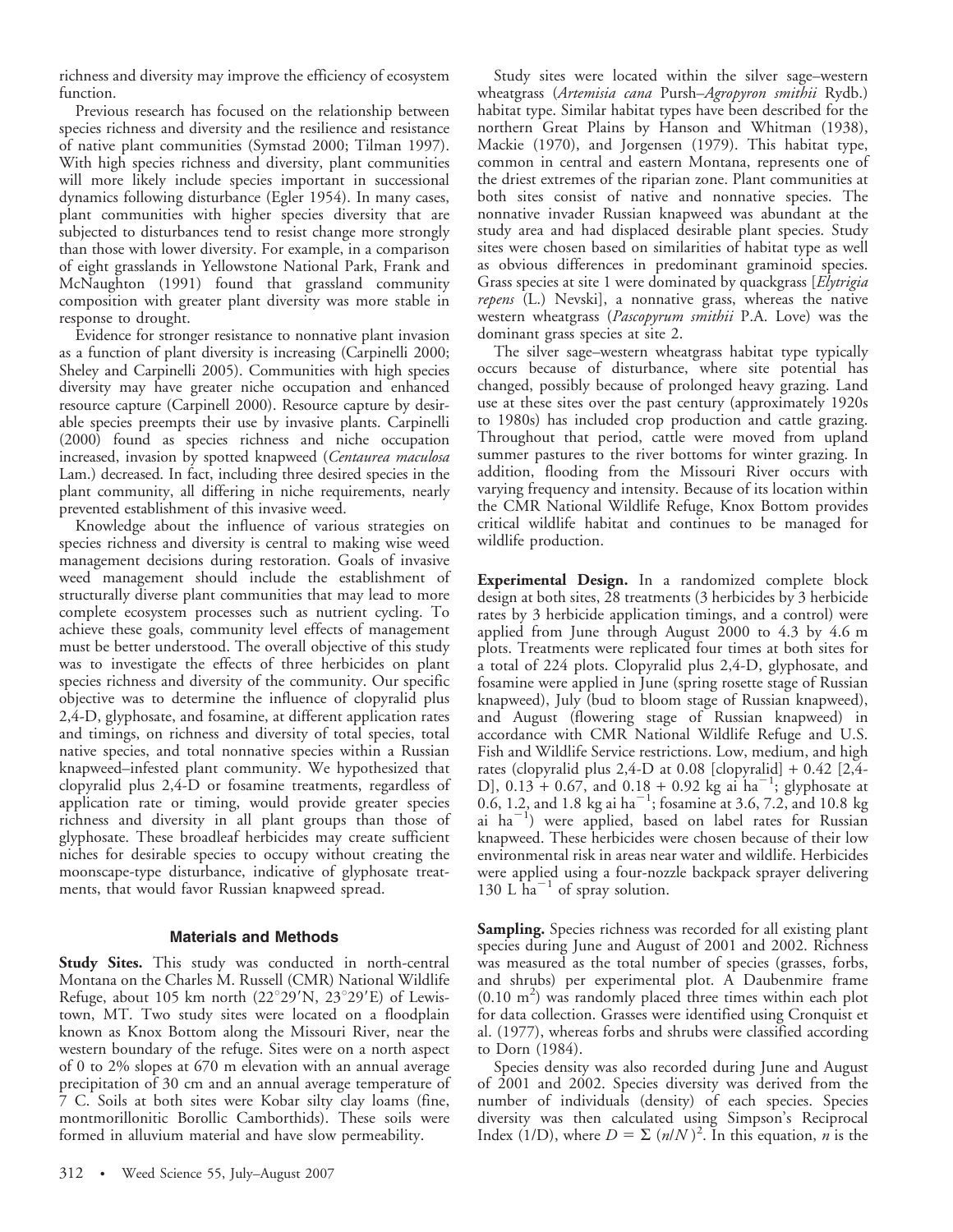richness and diversity may improve the efficiency of ecosystem function.

Previous research has focused on the relationship between species richness and diversity and the resilience and resistance of native plant communities (Symstad 2000; Tilman 1997). With high species richness and diversity, plant communities will more likely include species important in successional dynamics following disturbance (Egler 1954). In many cases, plant communities with higher species diversity that are subjected to disturbances tend to resist change more strongly than those with lower diversity. For example, in a comparison of eight grasslands in Yellowstone National Park, Frank and McNaughton (1991) found that grassland community composition with greater plant diversity was more stable in response to drought.

Evidence for stronger resistance to nonnative plant invasion as a function of plant diversity is increasing (Carpinelli 2000; Sheley and Carpinelli 2005). Communities with high species diversity may have greater niche occupation and enhanced resource capture (Carpinell 2000). Resource capture by desirable species preempts their use by invasive plants. Carpinelli (2000) found as species richness and niche occupation increased, invasion by spotted knapweed (*Centaurea maculosa* Lam.) decreased. In fact, including three desired species in the plant community, all differing in niche requirements, nearly prevented establishment of this invasive weed.

Knowledge about the influence of various strategies on species richness and diversity is central to making wise weed management decisions during restoration. Goals of invasive weed management should include the establishment of structurally diverse plant communities that may lead to more complete ecosystem processes such as nutrient cycling. To achieve these goals, community level effects of management must be better understood. The overall objective of this study was to investigate the effects of three herbicides on plant species richness and diversity of the community. Our specific objective was to determine the influence of clopyralid plus 2,4-D, glyphosate, and fosamine, at different application rates and timings, on richness and diversity of total species, total native species, and total nonnative species within a Russian knapweed–infested plant community. We hypothesized that clopyralid plus 2,4-D or fosamine treatments, regardless of application rate or timing, would provide greater species richness and diversity in all plant groups than those of glyphosate. These broadleaf herbicides may create sufficient niches for desirable species to occupy without creating the moonscape-type disturbance, indicative of glyphosate treatments, that would favor Russian knapweed spread.

## Materials and Methods

**Study Sites.** This study was conducted in north-central Montana on the Charles M. Russell (CMR) National Wildlife Refuge, about 105 km north (22°29′N, 23°29′E) of Lewistown, MT. Two study sites were located on a floodplain known as Knox Bottom along the Missouri River, near the western boundary of the refuge. Sites were on a north aspect of 0 to 2% slopes at 670 m elevation with an annual average precipitation of 30 cm and an annual average temperature of 7 C. Soils at both sites were Kobar silty clay loams (fine, montmorillonitic Borollic Camborthids). These soils were formed in alluvium material and have slow permeability.

Study sites were located within the silver sage–western wheatgrass (*Artemisia cana* Pursh–*Agropyron smithii* Rydb.) habitat type. Similar habitat types have been described for the northern Great Plains by Hanson and Whitman (1938), Mackie (1970), and Jorgensen (1979). This habitat type, common in central and eastern Montana, represents one of the driest extremes of the riparian zone. Plant communities at both sites consist of native and nonnative species. The nonnative invader Russian knapweed was abundant at the study area and had displaced desirable plant species. Study sites were chosen based on similarities of habitat type as well as obvious differences in predominant graminoid species. Grass species at site 1 were dominated by quackgrass [*Elytrigia repens* (L.) Nevski], a nonnative grass, whereas the native western wheatgrass (*Pascopyrum smithii* P.A. Love) was the dominant grass species at site 2.

The silver sage–western wheatgrass habitat type typically occurs because of disturbance, where site potential has changed, possibly because of prolonged heavy grazing. Land use at these sites over the past century (approximately 1920s to 1980s) has included crop production and cattle grazing. Throughout that period, cattle were moved from upland summer pastures to the river bottoms for winter grazing. In addition, flooding from the Missouri River occurs with varying frequency and intensity. Because of its location within the CMR National Wildlife Refuge, Knox Bottom provides critical wildlife habitat and continues to be managed for wildlife production.

**Experimental Design.** In a randomized complete block design at both sites, 28 treatments (3 herbicides by 3 herbicide rates by 3 herbicide application timings, and a control) were applied from June through August 2000 to 4.3 by 4.6 m plots. Treatments were replicated four times at both sites for a total of 224 plots. Clopyralid plus 2,4-D, glyphosate, and fosamine were applied in June (spring rosette stage of Russian knapweed), July (bud to bloom stage of Russian knapweed), and August (flowering stage of Russian knapweed) in accordance with CMR National Wildlife Refuge and U.S. Fish and Wildlife Service restrictions. Low, medium, and high rates (clopyralid plus 2,4-D at 0.08 [clopyralid] + 0.42 [2,4-D], 0.13 + 0.67, and 0.18 + 0.92 kg ai ha$^{-1}$; glyphosate at 0.6, 1.2, and 1.8 kg ai ha$^{-1}$; fosamine at 3.6, 7.2, and 10.8 kg ai ha$^{-1}$) were applied, based on label rates for Russian knapweed. These herbicides were chosen because of their low environmental risk in areas near water and wildlife. Herbicides were applied using a four-nozzle backpack sprayer delivering 130 L ha$^{-1}$ of spray solution.

**Sampling.** Species richness was recorded for all existing plant species during June and August of 2001 and 2002. Richness was measured as the total number of species (grasses, forbs, and shrubs) per experimental plot. A Daubenmire frame (0.10 m$^2$) was randomly placed three times within each plot for data collection. Grasses were identified using Cronquist et al. (1977), whereas forbs and shrubs were classified according to Dorn (1984).

Species density was also recorded during June and August of 2001 and 2002. Species diversity was derived from the number of individuals (density) of each species. Species diversity was then calculated using Simpson's Reciprocal Index (1/D), where $D = \Sigma\ (n/N)^2$. In this equation, $n$ is the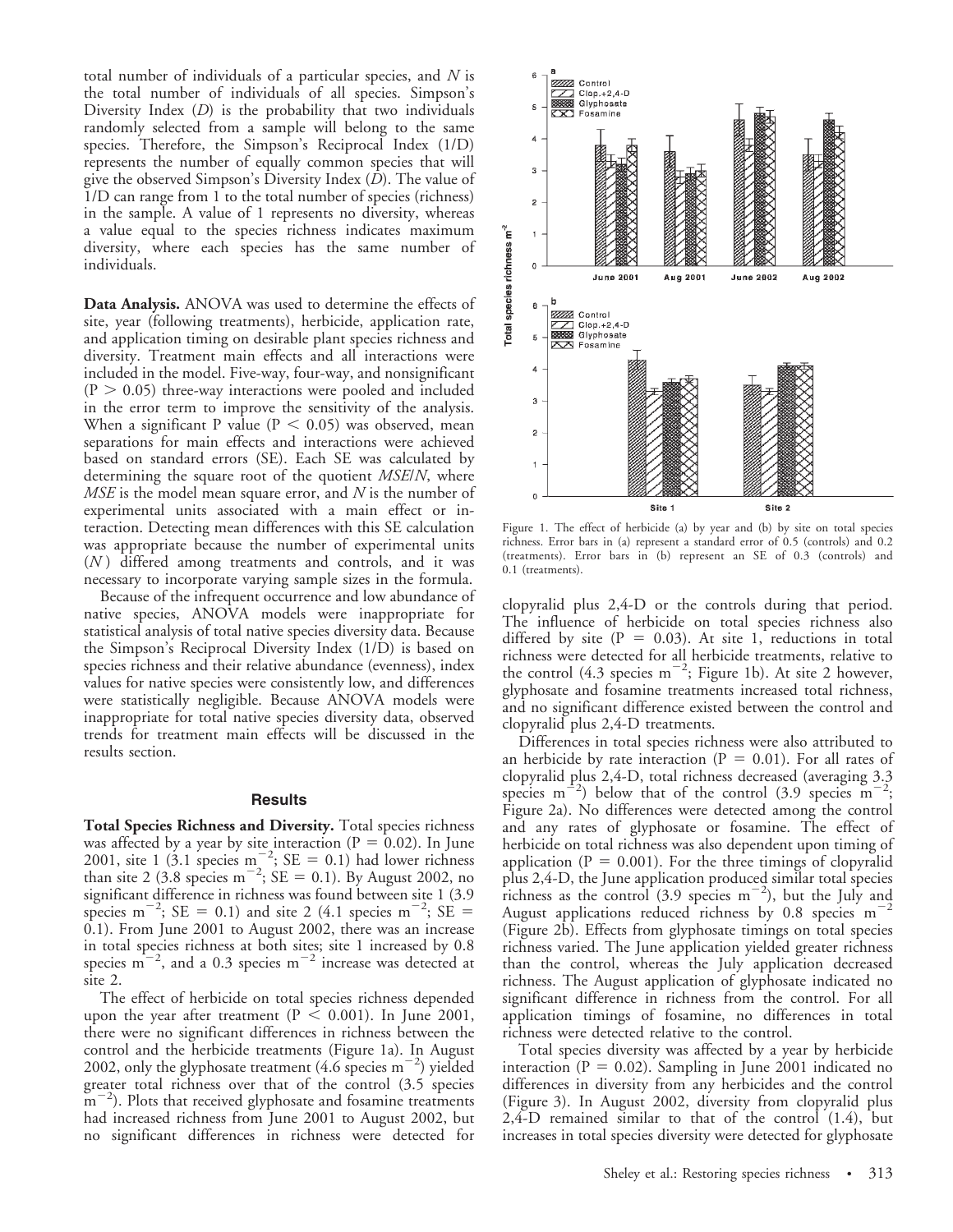total number of individuals of a particular species, and $N$ is the total number of individuals of all species. Simpson's Diversity Index ($D$) is the probability that two individuals randomly selected from a sample will belong to the same species. Therefore, the Simpson's Reciprocal Index ($1/D$) represents the number of equally common species that will give the observed Simpson's Diversity Index ($D$). The value of $1/D$ can range from 1 to the total number of species (richness) in the sample. A value of 1 represents no diversity, whereas a value equal to the species richness indicates maximum diversity, where each species has the same number of individuals.

**Data Analysis.** ANOVA was used to determine the effects of site, year (following treatments), herbicide, application rate, and application timing on desirable plant species richness and diversity. Treatment main effects and all interactions were included in the model. Five-way, four-way, and nonsignificant ($P > 0.05$) three-way interactions were pooled and included in the error term to improve the sensitivity of the analysis. When a significant P value ($P < 0.05$) was observed, mean separations for main effects and interactions were achieved based on standard errors (SE). Each SE was calculated by determining the square root of the quotient $MSE/N$, where $MSE$ is the model mean square error, and $N$ is the number of experimental units associated with a main effect or interaction. Detecting mean differences with this SE calculation was appropriate because the number of experimental units ($N$) differed among treatments and controls, and it was necessary to incorporate varying sample sizes in the formula.

Because of the infrequent occurrence and low abundance of native species, ANOVA models were inappropriate for statistical analysis of total native species diversity data. Because the Simpson's Reciprocal Diversity Index ($1/D$) is based on species richness and their relative abundance (evenness), index values for native species were consistently low, and differences were statistically negligible. Because ANOVA models were inappropriate for total native species diversity data, observed trends for treatment main effects will be discussed in the results section.

## Results

**Total Species Richness and Diversity.** Total species richness was affected by a year by site interaction ($P = 0.02$). In June 2001, site 1 (3.1 species $m^{-2}$; SE = 0.1) had lower richness than site 2 (3.8 species $m^{-2}$; SE = 0.1). By August 2002, no significant difference in richness was found between site 1 (3.9 species $m^{-2}$; SE = 0.1) and site 2 (4.1 species $m^{-2}$; SE = 0.1). From June 2001 to August 2002, there was an increase in total species richness at both sites; site 1 increased by 0.8 species $m^{-2}$, and a 0.3 species $m^{-2}$ increase was detected at site 2.

The effect of herbicide on total species richness depended upon the year after treatment ($P < 0.001$). In June 2001, there were no significant differences in richness between the control and the herbicide treatments (Figure 1a). In August 2002, only the glyphosate treatment (4.6 species $m^{-2}$) yielded greater total richness over that of the control (3.5 species $m^{-2}$). Plots that received glyphosate and fosamine treatments had increased richness from June 2001 to August 2002, but no significant differences in richness were detected for clopyralid plus 2,4-D or the controls during that period. The influence of herbicide on total species richness also differed by site ($P = 0.03$). At site 1, reductions in total richness were detected for all herbicide treatments, relative to the control (4.3 species $m^{-2}$; Figure 1b). At site 2 however, glyphosate and fosamine treatments increased total richness, and no significant difference existed between the control and clopyralid plus 2,4-D treatments.

Figure 1. The effect of herbicide (a) by year and (b) by site on total species richness. Error bars in (a) represent a standard error of 0.5 (controls) and 0.2 (treatments). Error bars in (b) represent an SE of 0.3 (controls) and 0.1 (treatments).

Differences in total species richness were also attributed to an herbicide by rate interaction ($P = 0.01$). For all rates of clopyralid plus 2,4-D, total richness decreased (averaging 3.3 species $m^{-2}$) below that of the control (3.9 species $m^{-2}$; Figure 2a). No differences were detected among the control and any rates of glyphosate or fosamine. The effect of herbicide on total richness was also dependent upon timing of application ($P = 0.001$). For the three timings of clopyralid plus 2,4-D, the June application produced similar total species richness as the control (3.9 species $m^{-2}$), but the July and August applications reduced richness by 0.8 species $m^{-2}$ (Figure 2b). Effects from glyphosate timings on total species richness varied. The June application yielded greater richness than the control, whereas the July application decreased richness. The August application of glyphosate indicated no significant difference in richness from the control. For all application timings of fosamine, no differences in total richness were detected relative to the control.

Total species diversity was affected by a year by herbicide interaction ($P = 0.02$). Sampling in June 2001 indicated no differences in diversity from any herbicides and the control (Figure 3). In August 2002, diversity from clopyralid plus 2,4-D remained similar to that of the control (1.4), but increases in total species diversity were detected for glyphosate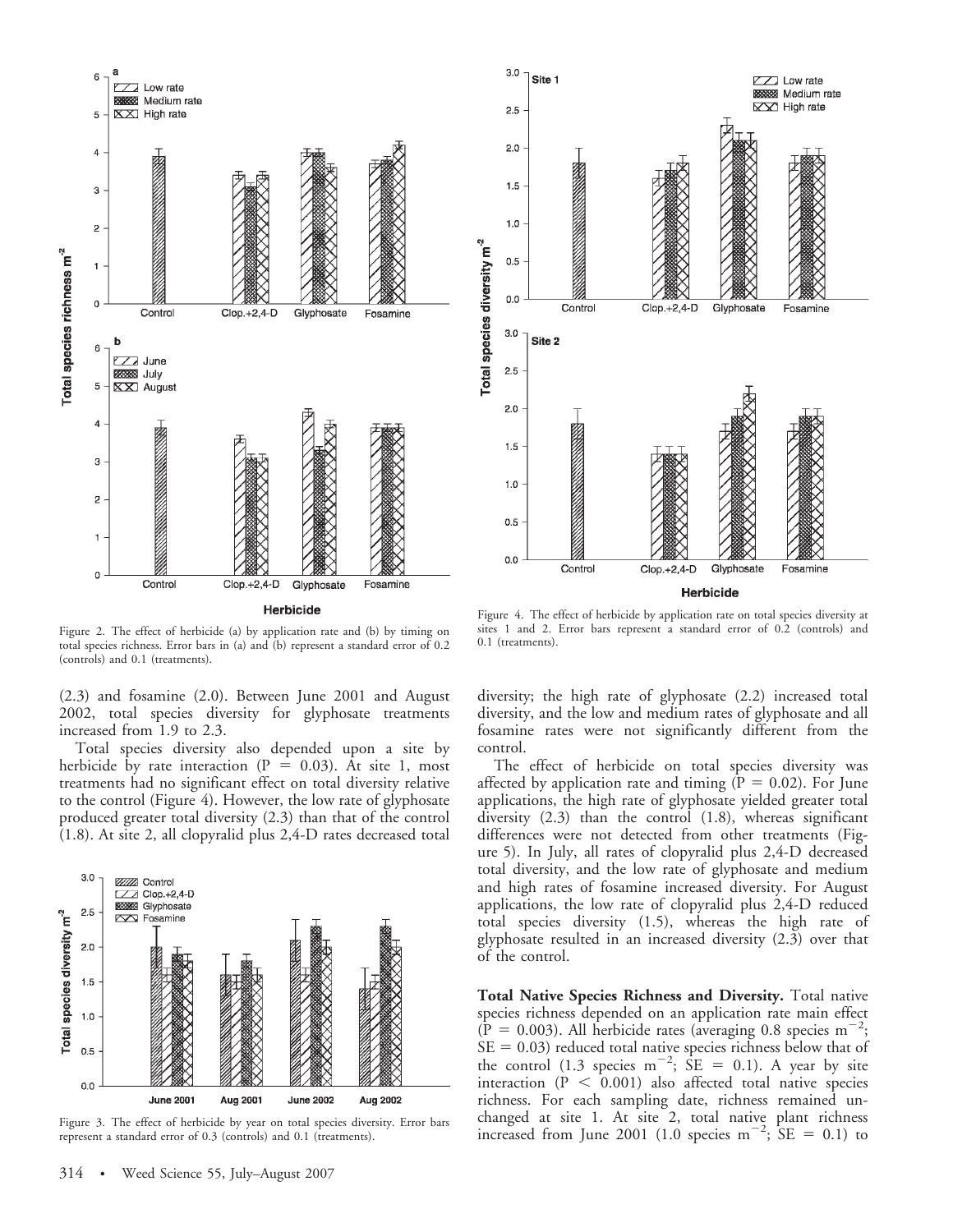Figure 2. The effect of herbicide (a) by application rate and (b) by timing on total species richness. Error bars in (a) and (b) represent a standard error of 0.2 (controls) and 0.1 (treatments).

Figure 4. The effect of herbicide by application rate on total species diversity at sites 1 and 2. Error bars represent a standard error of 0.2 (controls) and 0.1 (treatments).

(2.3) and fosamine (2.0). Between June 2001 and August 2002, total species diversity for glyphosate treatments increased from 1.9 to 2.3.

Total species diversity also depended upon a site by herbicide by rate interaction ($P = 0.03$). At site 1, most treatments had no significant effect on total diversity relative to the control (Figure 4). However, the low rate of glyphosate produced greater total diversity (2.3) than that of the control (1.8). At site 2, all clopyralid plus 2,4-D rates decreased total diversity; the high rate of glyphosate (2.2) increased total diversity, and the low and medium rates of glyphosate and all fosamine rates were not significantly different from the control.

Figure 3. The effect of herbicide by year on total species diversity. Error bars represent a standard error of 0.3 (controls) and 0.1 (treatments).

The effect of herbicide on total species diversity was affected by application rate and timing ($P = 0.02$). For June applications, the high rate of glyphosate yielded greater total diversity (2.3) than the control (1.8), whereas significant differences were not detected from other treatments (Figure 5). In July, all rates of clopyralid plus 2,4-D decreased total diversity, and the low rate of glyphosate and medium and high rates of fosamine increased diversity. For August applications, the low rate of clopyralid plus 2,4-D reduced total species diversity (1.5), whereas the high rate of glyphosate resulted in an increased diversity (2.3) over that of the control.

**Total Native Species Richness and Diversity.** Total native species richness depended on an application rate main effect ($P = 0.003$). All herbicide rates (averaging 0.8 species $m^{-2}$; $SE = 0.03$) reduced total native species richness below that of the control (1.3 species $m^{-2}$; $SE = 0.1$). A year by site interaction ($P < 0.001$) also affected total native species richness. For each sampling date, richness remained unchanged at site 1. At site 2, total native plant richness increased from June 2001 (1.0 species $m^{-2}$; $SE = 0.1$) to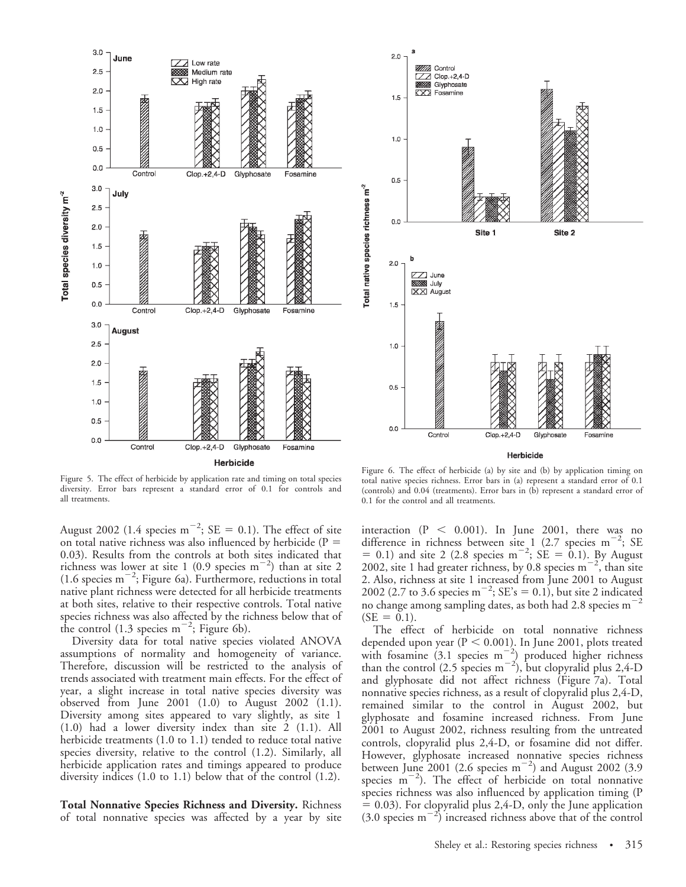Figure 5. The effect of herbicide by application rate and timing on total species diversity. Error bars represent a standard error of 0.1 for controls and all treatments.

Figure 6. The effect of herbicide (a) by site and (b) by application timing on total native species richness. Error bars in (a) represent a standard error of 0.1 (controls) and 0.04 (treatments). Error bars in (b) represent a standard error of 0.1 for the control and all treatments.

August 2002 (1.4 species m$^{-2}$; SE = 0.1). The effect of site on total native richness was also influenced by herbicide ($P$ = 0.03). Results from the controls at both sites indicated that richness was lower at site 1 (0.9 species m$^{-2}$) than at site 2 (1.6 species m$^{-2}$; Figure 6a). Furthermore, reductions in total native plant richness were detected for all herbicide treatments at both sites, relative to their respective controls. Total native species richness was also affected by the richness below that of the control (1.3 species m$^{-2}$; Figure 6b).

Diversity data for total native species violated ANOVA assumptions of normality and homogeneity of variance. Therefore, discussion will be restricted to the analysis of trends associated with treatment main effects. For the effect of year, a slight increase in total native species diversity was observed from June 2001 (1.0) to August 2002 (1.1). Diversity among sites appeared to vary slightly, as site 1 (1.0) had a lower diversity index than site 2 (1.1). All herbicide treatments (1.0 to 1.1) tended to reduce total native species diversity, relative to the control (1.2). Similarly, all herbicide application rates and timings appeared to produce diversity indices (1.0 to 1.1) below that of the control (1.2).

**Total Nonnative Species Richness and Diversity.** Richness of total nonnative species was affected by a year by site interaction ($P < 0.001$). In June 2001, there was no difference in richness between site 1 (2.7 species m$^{-2}$; SE = 0.1) and site 2 (2.8 species m$^{-2}$; SE = 0.1). By August 2002, site 1 had greater richness, by 0.8 species m$^{-2}$, than site 2. Also, richness at site 1 increased from June 2001 to August 2002 (2.7 to 3.6 species m$^{-2}$; SE's = 0.1), but site 2 indicated no change among sampling dates, as both had 2.8 species m$^{-2}$ (SE = 0.1).

The effect of herbicide on total nonnative richness depended upon year ($P < 0.001$). In June 2001, plots treated with fosamine (3.1 species m$^{-2}$) produced higher richness than the control (2.5 species m$^{-2}$), but clopyralid plus 2,4-D and glyphosate did not affect richness (Figure 7a). Total nonnative species richness, as a result of clopyralid plus 2,4-D, remained similar to the control in August 2002, but glyphosate and fosamine increased richness. From June 2001 to August 2002, richness resulting from the untreated controls, clopyralid plus 2,4-D, or fosamine did not differ. However, glyphosate increased nonnative species richness between June 2001 (2.6 species m$^{-2}$) and August 2002 (3.9 species m$^{-2}$). The effect of herbicide on total nonnative species richness was also influenced by application timing ($P$ = 0.03). For clopyralid plus 2,4-D, only the June application (3.0 species m$^{-2}$) increased richness above that of the control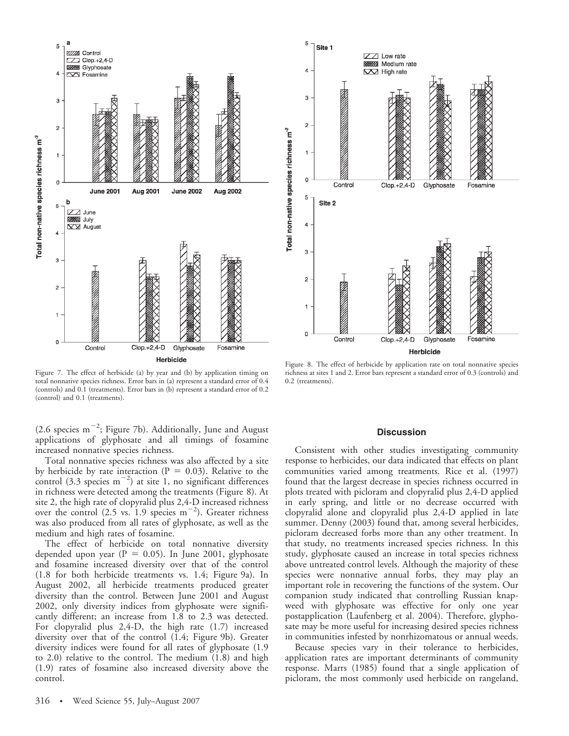Figure 7. The effect of herbicide (a) by year and (b) by application timing on total nonnative species richness. Error bars in (a) represent a standard error of 0.4 (controls) and 0.1 (treatments). Error bars in (b) represent a standard error of 0.2 (control) and 0.1 (treatments).

Figure 8. The effect of herbicide by application rate on total nonnative species richness at sites 1 and 2. Error bars represent a standard error of 0.3 (controls) and 0.2 (treatments).

(2.6 species $m^{-2}$; Figure 7b). Additionally, June and August applications of glyphosate and all timings of fosamine increased nonnative species richness.

Total nonnative species richness was also affected by a site by herbicide by rate interaction ($P = 0.03$). Relative to the control (3.3 species $m^{-2}$) at site 1, no significant differences in richness were detected among the treatments (Figure 8). At site 2, the high rate of clopyralid plus 2,4-D increased richness over the control (2.5 vs. 1.9 species $m^{-2}$). Greater richness was also produced from all rates of glyphosate, as well as the medium and high rates of fosamine.

The effect of herbicide on total nonnative diversity depended upon year ($P = 0.05$). In June 2001, glyphosate and fosamine increased diversity over that of the control (1.8 for both herbicide treatments vs. 1.4; Figure 9a). In August 2002, all herbicide treatments produced greater diversity than the control. Between June 2001 and August 2002, only diversity indices from glyphosate were significantly different; an increase from 1.8 to 2.3 was detected. For clopyralid plus 2,4-D, the high rate (1.7) increased diversity over that of the control (1.4; Figure 9b). Greater diversity indices were found for all rates of glyphosate (1.9 to 2.0) relative to the control. The medium (1.8) and high (1.9) rates of fosamine also increased diversity above the control.

## Discussion

Consistent with other studies investigating community response to herbicides, our data indicated that effects on plant communities varied among treatments. Rice et al. (1997) found that the largest decrease in species richness occurred in plots treated with picloram and clopyralid plus 2,4-D applied in early spring, and little or no decrease occurred with clopyralid alone and clopyralid plus 2,4-D applied in late summer. Denny (2003) found that, among several herbicides, picloram decreased forbs more than any other treatment. In that study, no treatments increased species richness. In this study, glyphosate caused an increase in total species richness above untreated control levels. Although the majority of these species were nonnative annual forbs, they may play an important role in recovering the functions of the system. Our companion study indicated that controlling Russian knapweed with glyphosate was effective for only one year postapplication (Laufenberg et al. 2004). Therefore, glyphosate may be more useful for increasing desired species richness in communities infested by nonrhizomatous or annual weeds.

Because species vary in their tolerance to herbicides, application rates are important determinants of community response. Marrs (1985) found that a single application of picloram, the most commonly used herbicide on rangeland,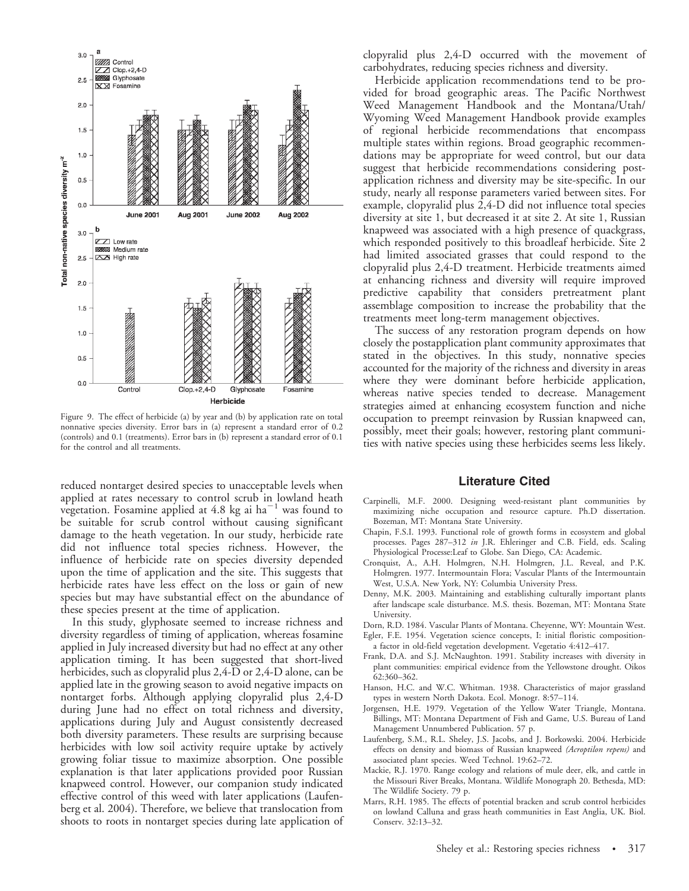Figure 9. The effect of herbicide (a) by year and (b) by application rate on total nonnative species diversity. Error bars in (a) represent a standard error of 0.2 (controls) and 0.1 (treatments). Error bars in (b) represent a standard error of 0.1 for the control and all treatments.

reduced nontarget desired species to unacceptable levels when applied at rates necessary to control scrub in lowland heath vegetation. Fosamine applied at 4.8 kg ai $ha^{-1}$ was found to be suitable for scrub control without causing significant damage to the heath vegetation. In our study, herbicide rate did not influence total species richness. However, the influence of herbicide rate on species diversity depended upon the time of application and the site. This suggests that herbicide rates have less effect on the loss or gain of new species but may have substantial effect on the abundance of these species present at the time of application.

In this study, glyphosate seemed to increase richness and diversity regardless of timing of application, whereas fosamine applied in July increased diversity but had no effect at any other application timing. It has been suggested that short-lived herbicides, such as clopyralid plus 2,4-D or 2,4-D alone, can be applied late in the growing season to avoid negative impacts on nontarget forbs. Although applying clopyralid plus 2,4-D during June had no effect on total richness and diversity, applications during July and August consistently decreased both diversity parameters. These results are surprising because herbicides with low soil activity require uptake by actively growing foliar tissue to maximize absorption. One possible explanation is that later applications provided poor Russian knapweed control. However, our companion study indicated effective control of this weed with later applications (Laufenberg et al. 2004). Therefore, we believe that translocation from shoots to roots in nontarget species during late application of clopyralid plus 2,4-D occurred with the movement of carbohydrates, reducing species richness and diversity.

Herbicide application recommendations tend to be provided for broad geographic areas. The Pacific Northwest Weed Management Handbook and the Montana/Utah/Wyoming Weed Management Handbook provide examples of regional herbicide recommendations that encompass multiple states within regions. Broad geographic recommendations may be appropriate for weed control, but our data suggest that herbicide recommendations considering post-application richness and diversity may be site-specific. In our study, nearly all response parameters varied between sites. For example, clopyralid plus 2,4-D did not influence total species diversity at site 1, but decreased it at site 2. At site 1, Russian knapweed was associated with a high presence of quackgrass, which responded positively to this broadleaf herbicide. Site 2 had limited associated grasses that could respond to the clopyralid plus 2,4-D treatment. Herbicide treatments aimed at enhancing richness and diversity will require improved predictive capability that considers pretreatment plant assemblage composition to increase the probability that the treatments meet long-term management objectives.

The success of any restoration program depends on how closely the postapplication plant community approximates that stated in the objectives. In this study, nonnative species accounted for the majority of the richness and diversity in areas where they were dominant before herbicide application, whereas native species tended to decrease. Management strategies aimed at enhancing ecosystem function and niche occupation to preempt reinvasion by Russian knapweed can, possibly, meet their goals; however, restoring plant communities with native species using these herbicides seems less likely.

## Literature Cited

Carpinelli, M.F. 2000. Designing weed-resistant plant communities by maximizing niche occupation and resource capture. Ph.D dissertation. Bozeman, MT: Montana State University.

Chapin, F.S.I. 1993. Functional role of growth forms in ecosystem and global processes. Pages 287–312 *in* J.R. Ehleringer and C.B. Field, eds. Scaling Physiological Processe:Leaf to Globe. San Diego, CA: Academic.

Cronquist, A., A.H. Holmgren, N.H. Holmgren, J.L. Reveal, and P.K. Holmgren. 1977. Intermountain Flora; Vascular Plants of the Intermountain West, U.S.A. New York, NY: Columbia University Press.

Denny, M.K. 2003. Maintaining and establishing culturally important plants after landscape scale disturbance. M.S. thesis. Bozeman, MT: Montana State University.

Dorn, R.D. 1984. Vascular Plants of Montana. Cheyenne, WY: Mountain West.

Egler, F.E. 1954. Vegetation science concepts, I: initial floristic composition-a factor in old-field vegetation development. Vegetatio 4:412–417.

Frank, D.A. and S.J. McNaughton. 1991. Stability increases with diversity in plant communities: empirical evidence from the Yellowstone drought. Oikos 62:360–362.

Hanson, H.C. and W.C. Whitman. 1938. Characteristics of major grassland types in western North Dakota. Ecol. Monogr. 8:57–114.

Jorgensen, H.E. 1979. Vegetation of the Yellow Water Triangle, Montana. Billings, MT: Montana Department of Fish and Game, U.S. Bureau of Land Management Unnumbered Publication. 57 p.

Laufenberg, S.M., R.L. Sheley, J.S. Jacobs, and J. Borkowski. 2004. Herbicide effects on density and biomass of Russian knapweed *(Acroptilon repens)* and associated plant species. Weed Technol. 19:62–72.

Mackie, R.J. 1970. Range ecology and relations of mule deer, elk, and cattle in the Missouri River Breaks, Montana. Wildlife Monograph 20. Bethesda, MD: The Wildlife Society. 79 p.

Marrs, R.H. 1985. The effects of potential bracken and scrub control herbicides on lowland Calluna and grass heath communities in East Anglia, UK. Biol. Conserv. 32:13–32.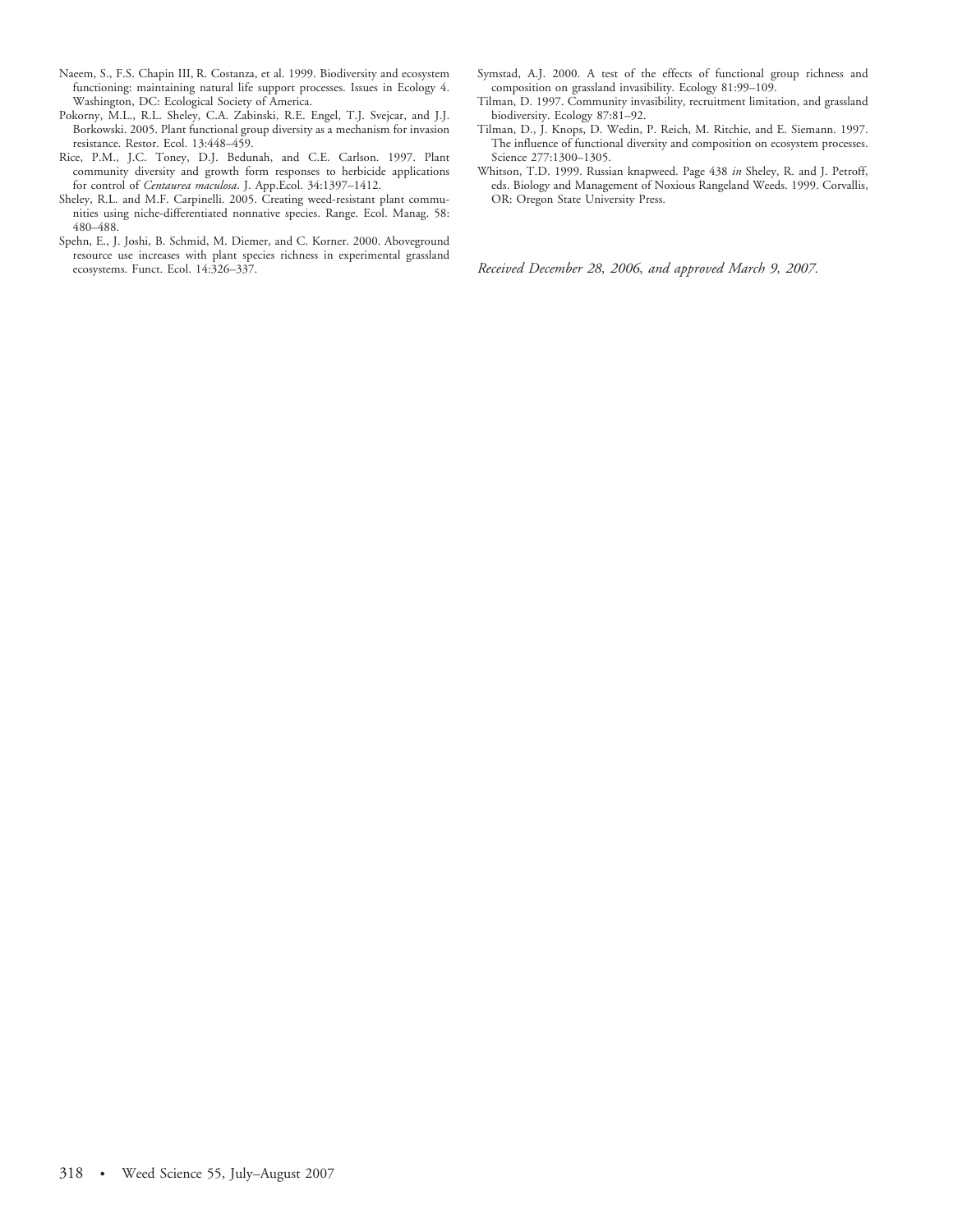Naeem, S., F.S. Chapin III, R. Costanza, et al. 1999. Biodiversity and ecosystem functioning: maintaining natural life support processes. Issues in Ecology 4. Washington, DC: Ecological Society of America.

Pokorny, M.L., R.L. Sheley, C.A. Zabinski, R.E. Engel, T.J. Svejcar, and J.J. Borkowski. 2005. Plant functional group diversity as a mechanism for invasion resistance. Restor. Ecol. 13:448–459.

Rice, P.M., J.C. Toney, D.J. Bedunah, and C.E. Carlson. 1997. Plant community diversity and growth form responses to herbicide applications for control of *Centaurea maculosa*. J. App.Ecol. 34:1397–1412.

Sheley, R.L. and M.F. Carpinelli. 2005. Creating weed-resistant plant communities using niche-differentiated nonnative species. Range. Ecol. Manag. 58: 480–488.

Spehn, E., J. Joshi, B. Schmid, M. Diemer, and C. Korner. 2000. Aboveground resource use increases with plant species richness in experimental grassland ecosystems. Funct. Ecol. 14:326–337.

Symstad, A.J. 2000. A test of the effects of functional group richness and composition on grassland invasibility. Ecology 81:99–109.

Tilman, D. 1997. Community invasibility, recruitment limitation, and grassland biodiversity. Ecology 87:81–92.

Tilman, D., J. Knops, D. Wedin, P. Reich, M. Ritchie, and E. Siemann. 1997. The influence of functional diversity and composition on ecosystem processes. Science 277:1300–1305.

Whitson, T.D. 1999. Russian knapweed. Page 438 *in* Sheley, R. and J. Petroff, eds. Biology and Management of Noxious Rangeland Weeds. 1999. Corvallis, OR: Oregon State University Press.

*Received December 28, 2006, and approved March 9, 2007.*